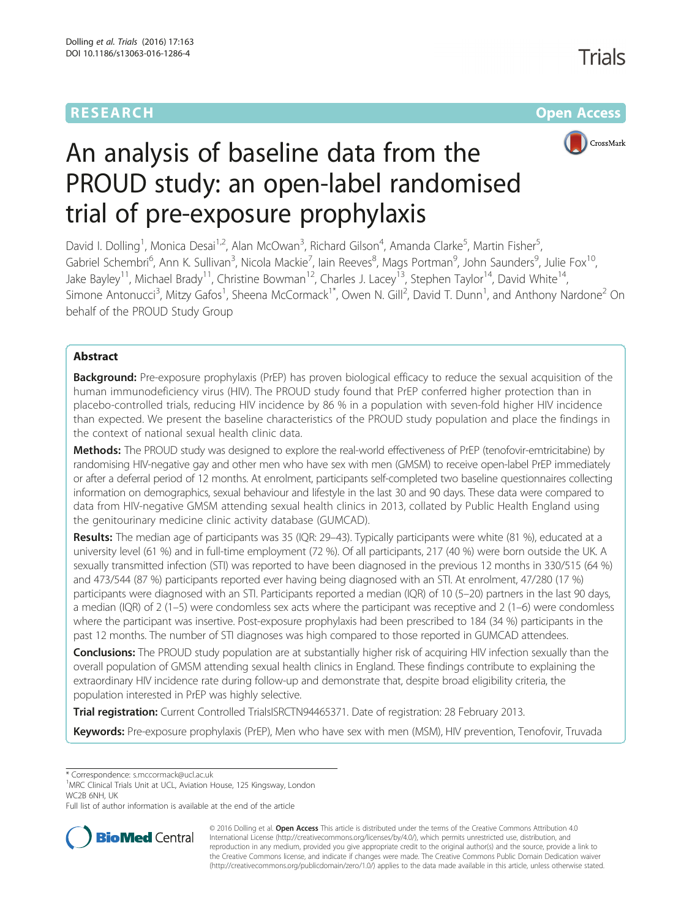RESEARCH Open Access

# An analysis of baseline data from the PROUD study: an open-label randomised trial of pre-exposure prophylaxis

David I. Dolling[1], Monica Desai[1,2], Alan McOwan[3], Richard Gilson[4], Amanda Clarke[5], Martin Fisher[5], Gabriel Schembri[6], Ann K. Sullivan[3], Nicola Mackie[7], Iain Reeves[8], Mags Portman[9], John Saunders[9], Julie Fox[10], Jake Bayley[11], Michael Brady[11], Christine Bowman[12], Charles J. Lacey[13], Stephen Taylor[14], David White[14], Simone Antonucci[3], Mitzy Gafos[1], Sheena McCormack[1*], Owen N. Gill[2], David T. Dunn[1], and Anthony Nardone[2] On behalf of the PROUD Study Group

## Abstract

**Background:** Pre-exposure prophylaxis (PrEP) has proven biological efficacy to reduce the sexual acquisition of the human immunodeficiency virus (HIV). The PROUD study found that PrEP conferred higher protection than in placebo-controlled trials, reducing HIV incidence by 86 % in a population with seven-fold higher HIV incidence than expected. We present the baseline characteristics of the PROUD study population and place the findings in the context of national sexual health clinic data.

**Methods:** The PROUD study was designed to explore the real-world effectiveness of PrEP (tenofovir-emtricitabine) by randomising HIV-negative gay and other men who have sex with men (GMSM) to receive open-label PrEP immediately or after a deferral period of 12 months. At enrolment, participants self-completed two baseline questionnaires collecting information on demographics, sexual behaviour and lifestyle in the last 30 and 90 days. These data were compared to data from HIV-negative GMSM attending sexual health clinics in 2013, collated by Public Health England using the genitourinary medicine clinic activity database (GUMCAD).

**Results:** The median age of participants was 35 (IQR: 29–43). Typically participants were white (81 %), educated at a university level (61 %) and in full-time employment (72 %). Of all participants, 217 (40 %) were born outside the UK. A sexually transmitted infection (STI) was reported to have been diagnosed in the previous 12 months in 330/515 (64 %) and 473/544 (87 %) participants reported ever having being diagnosed with an STI. At enrolment, 47/280 (17 %) participants were diagnosed with an STI. Participants reported a median (IQR) of 10 (5–20) partners in the last 90 days, a median (IQR) of 2 (1–5) were condomless sex acts where the participant was receptive and 2 (1–6) were condomless where the participant was insertive. Post-exposure prophylaxis had been prescribed to 184 (34 %) participants in the past 12 months. The number of STI diagnoses was high compared to those reported in GUMCAD attendees.

**Conclusions:** The PROUD study population are at substantially higher risk of acquiring HIV infection sexually than the overall population of GMSM attending sexual health clinics in England. These findings contribute to explaining the extraordinary HIV incidence rate during follow-up and demonstrate that, despite broad eligibility criteria, the population interested in PrEP was highly selective.

**Trial registration:** Current Controlled TrialsISRCTN94465371. Date of registration: 28 February 2013.

**Keywords:** Pre-exposure prophylaxis (PrEP), Men who have sex with men (MSM), HIV prevention, Tenofovir, Truvada

\* Correspondence: s.mccormack@ucl.ac.uk
[1]MRC Clinical Trials Unit at UCL, Aviation House, 125 Kingsway, London WC2B 6NH, UK
Full list of author information is available at the end of the article

© 2016 Dolling et al. **Open Access** This article is distributed under the terms of the Creative Commons Attribution 4.0 International License (http://creativecommons.org/licenses/by/4.0/), which permits unrestricted use, distribution, and reproduction in any medium, provided you give appropriate credit to the original author(s) and the source, provide a link to the Creative Commons license, and indicate if changes were made. The Creative Commons Public Domain Dedication waiver (http://creativecommons.org/publicdomain/zero/1.0/) applies to the data made available in this article, unless otherwise stated.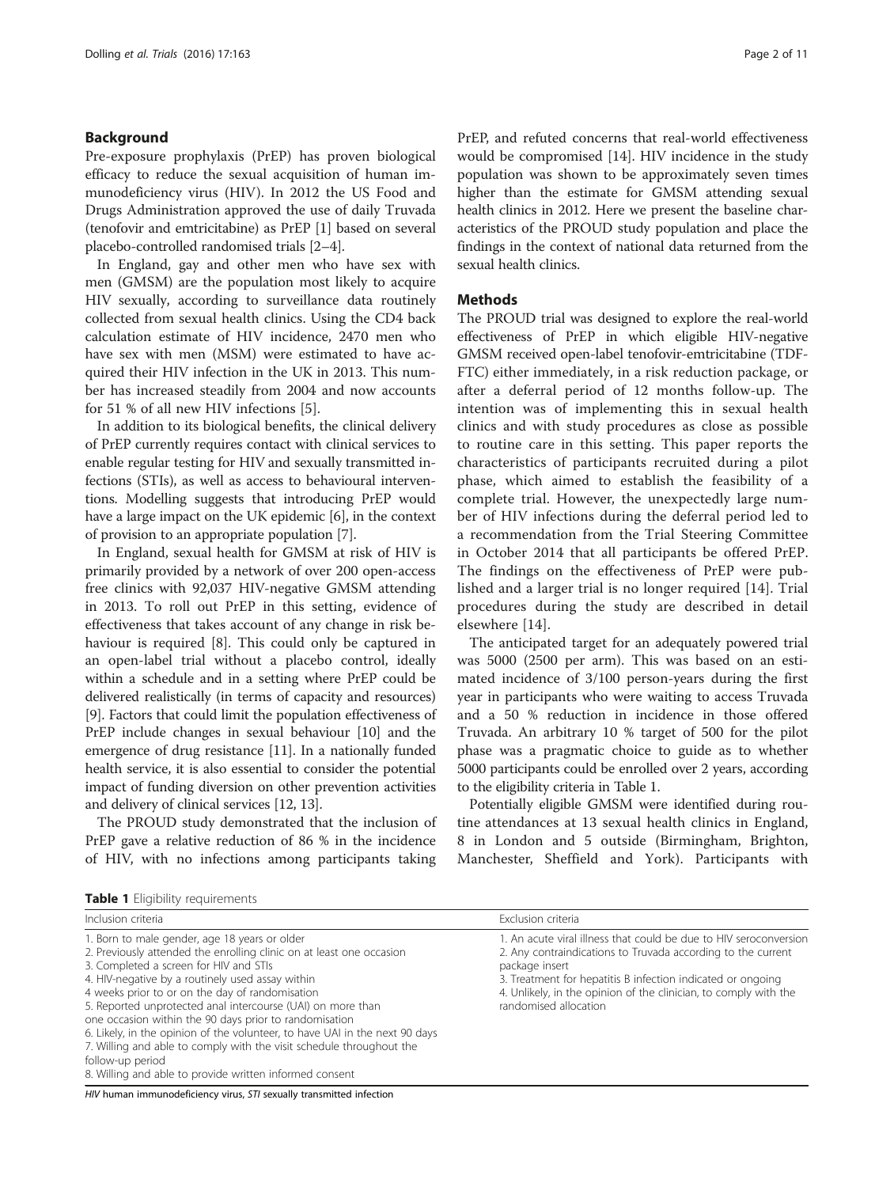## Background

Pre-exposure prophylaxis (PrEP) has proven biological efficacy to reduce the sexual acquisition of human immunodeficiency virus (HIV). In 2012 the US Food and Drugs Administration approved the use of daily Truvada (tenofovir and emtricitabine) as PrEP [1] based on several placebo-controlled randomised trials [2–4].

In England, gay and other men who have sex with men (GMSM) are the population most likely to acquire HIV sexually, according to surveillance data routinely collected from sexual health clinics. Using the CD4 back calculation estimate of HIV incidence, 2470 men who have sex with men (MSM) were estimated to have acquired their HIV infection in the UK in 2013. This number has increased steadily from 2004 and now accounts for 51 % of all new HIV infections [5].

In addition to its biological benefits, the clinical delivery of PrEP currently requires contact with clinical services to enable regular testing for HIV and sexually transmitted infections (STIs), as well as access to behavioural interventions. Modelling suggests that introducing PrEP would have a large impact on the UK epidemic [6], in the context of provision to an appropriate population [7].

In England, sexual health for GMSM at risk of HIV is primarily provided by a network of over 200 open-access free clinics with 92,037 HIV-negative GMSM attending in 2013. To roll out PrEP in this setting, evidence of effectiveness that takes account of any change in risk behaviour is required [8]. This could only be captured in an open-label trial without a placebo control, ideally within a schedule and in a setting where PrEP could be delivered realistically (in terms of capacity and resources) [9]. Factors that could limit the population effectiveness of PrEP include changes in sexual behaviour [10] and the emergence of drug resistance [11]. In a nationally funded health service, it is also essential to consider the potential impact of funding diversion on other prevention activities and delivery of clinical services [12, 13].

The PROUD study demonstrated that the inclusion of PrEP gave a relative reduction of 86 % in the incidence of HIV, with no infections among participants taking PrEP, and refuted concerns that real-world effectiveness would be compromised [14]. HIV incidence in the study population was shown to be approximately seven times higher than the estimate for GMSM attending sexual health clinics in 2012. Here we present the baseline characteristics of the PROUD study population and place the findings in the context of national data returned from the sexual health clinics.

## Methods

The PROUD trial was designed to explore the real-world effectiveness of PrEP in which eligible HIV-negative GMSM received open-label tenofovir-emtricitabine (TDF-FTC) either immediately, in a risk reduction package, or after a deferral period of 12 months follow-up. The intention was of implementing this in sexual health clinics and with study procedures as close as possible to routine care in this setting. This paper reports the characteristics of participants recruited during a pilot phase, which aimed to establish the feasibility of a complete trial. However, the unexpectedly large number of HIV infections during the deferral period led to a recommendation from the Trial Steering Committee in October 2014 that all participants be offered PrEP. The findings on the effectiveness of PrEP were published and a larger trial is no longer required [14]. Trial procedures during the study are described in detail elsewhere [14].

The anticipated target for an adequately powered trial was 5000 (2500 per arm). This was based on an estimated incidence of 3/100 person-years during the first year in participants who were waiting to access Truvada and a 50 % reduction in incidence in those offered Truvada. An arbitrary 10 % target of 500 for the pilot phase was a pragmatic choice to guide as to whether 5000 participants could be enrolled over 2 years, according to the eligibility criteria in Table 1.

Potentially eligible GMSM were identified during routine attendances at 13 sexual health clinics in England, 8 in London and 5 outside (Birmingham, Brighton, Manchester, Sheffield and York). Participants with

**Table 1** Eligibility requirements

| Inclusion criteria | Exclusion criteria |
|---|---|
| 1. Born to male gender, age 18 years or older<br>2. Previously attended the enrolling clinic on at least one occasion<br>3. Completed a screen for HIV and STIs<br>4. HIV-negative by a routinely used assay within 4 weeks prior to or on the day of randomisation<br>5. Reported unprotected anal intercourse (UAI) on more than one occasion within the 90 days prior to randomisation<br>6. Likely, in the opinion of the volunteer, to have UAI in the next 90 days<br>7. Willing and able to comply with the visit schedule throughout the follow-up period<br>8. Willing and able to provide written informed consent | 1. An acute viral illness that could be due to HIV seroconversion<br>2. Any contraindications to Truvada according to the current package insert<br>3. Treatment for hepatitis B infection indicated or ongoing<br>4. Unlikely, in the opinion of the clinician, to comply with the randomised allocation |

*HIV* human immunodeficiency virus, *STI* sexually transmitted infection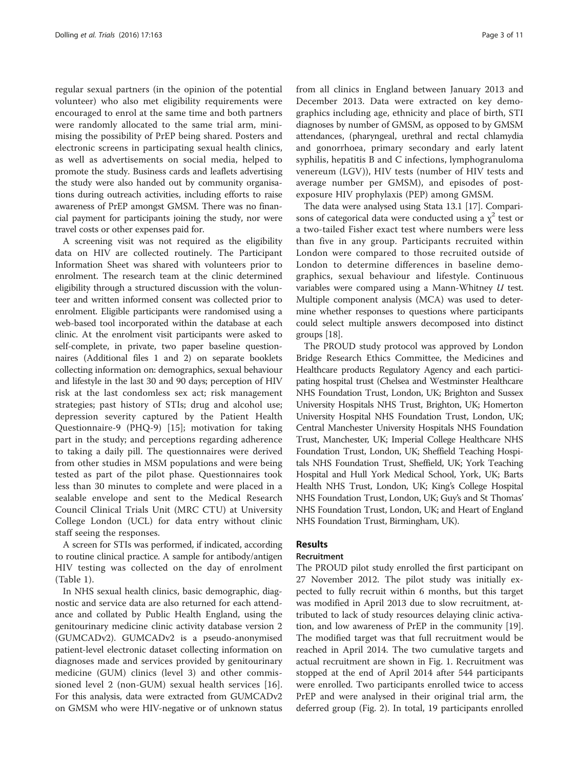regular sexual partners (in the opinion of the potential volunteer) who also met eligibility requirements were encouraged to enrol at the same time and both partners were randomly allocated to the same trial arm, minimising the possibility of PrEP being shared. Posters and electronic screens in participating sexual health clinics, as well as advertisements on social media, helped to promote the study. Business cards and leaflets advertising the study were also handed out by community organisations during outreach activities, including efforts to raise awareness of PrEP amongst GMSM. There was no financial payment for participants joining the study, nor were travel costs or other expenses paid for.

A screening visit was not required as the eligibility data on HIV are collected routinely. The Participant Information Sheet was shared with volunteers prior to enrolment. The research team at the clinic determined eligibility through a structured discussion with the volunteer and written informed consent was collected prior to enrolment. Eligible participants were randomised using a web-based tool incorporated within the database at each clinic. At the enrolment visit participants were asked to self-complete, in private, two paper baseline questionnaires (Additional files 1 and 2) on separate booklets collecting information on: demographics, sexual behaviour and lifestyle in the last 30 and 90 days; perception of HIV risk at the last condomless sex act; risk management strategies; past history of STIs; drug and alcohol use; depression severity captured by the Patient Health Questionnaire-9 (PHQ-9) [15]; motivation for taking part in the study; and perceptions regarding adherence to taking a daily pill. The questionnaires were derived from other studies in MSM populations and were being tested as part of the pilot phase. Questionnaires took less than 30 minutes to complete and were placed in a sealable envelope and sent to the Medical Research Council Clinical Trials Unit (MRC CTU) at University College London (UCL) for data entry without clinic staff seeing the responses.

A screen for STIs was performed, if indicated, according to routine clinical practice. A sample for antibody/antigen HIV testing was collected on the day of enrolment (Table 1).

In NHS sexual health clinics, basic demographic, diagnostic and service data are also returned for each attendance and collated by Public Health England, using the genitourinary medicine clinic activity database version 2 (GUMCADv2). GUMCADv2 is a pseudo-anonymised patient-level electronic dataset collecting information on diagnoses made and services provided by genitourinary medicine (GUM) clinics (level 3) and other commissioned level 2 (non-GUM) sexual health services [16]. For this analysis, data were extracted from GUMCADv2 on GMSM who were HIV-negative or of unknown status from all clinics in England between January 2013 and December 2013. Data were extracted on key demographics including age, ethnicity and place of birth, STI diagnoses by number of GMSM, as opposed to by GMSM attendances, (pharyngeal, urethral and rectal chlamydia and gonorrhoea, primary secondary and early latent syphilis, hepatitis B and C infections, lymphogranuloma venereum (LGV)), HIV tests (number of HIV tests and average number per GMSM), and episodes of post-exposure HIV prophylaxis (PEP) among GMSM.

The data were analysed using Stata 13.1 [17]. Comparisons of categorical data were conducted using a $\chi^2$ test or a two-tailed Fisher exact test where numbers were less than five in any group. Participants recruited within London were compared to those recruited outside of London to determine differences in baseline demographics, sexual behaviour and lifestyle. Continuous variables were compared using a Mann-Whitney $U$ test. Multiple component analysis (MCA) was used to determine whether responses to questions where participants could select multiple answers decomposed into distinct groups [18].

The PROUD study protocol was approved by London Bridge Research Ethics Committee, the Medicines and Healthcare products Regulatory Agency and each participating hospital trust (Chelsea and Westminster Healthcare NHS Foundation Trust, London, UK; Brighton and Sussex University Hospitals NHS Trust, Brighton, UK; Homerton University Hospital NHS Foundation Trust, London, UK; Central Manchester University Hospitals NHS Foundation Trust, Manchester, UK; Imperial College Healthcare NHS Foundation Trust, London, UK; Sheffield Teaching Hospitals NHS Foundation Trust, Sheffield, UK; York Teaching Hospital and Hull York Medical School, York, UK; Barts Health NHS Trust, London, UK; King's College Hospital NHS Foundation Trust, London, UK; Guy's and St Thomas' NHS Foundation Trust, London, UK; and Heart of England NHS Foundation Trust, Birmingham, UK).

## Results

### Recruitment

The PROUD pilot study enrolled the first participant on 27 November 2012. The pilot study was initially expected to fully recruit within 6 months, but this target was modified in April 2013 due to slow recruitment, attributed to lack of study resources delaying clinic activation, and low awareness of PrEP in the community [19]. The modified target was that full recruitment would be reached in April 2014. The two cumulative targets and actual recruitment are shown in Fig. 1. Recruitment was stopped at the end of April 2014 after 544 participants were enrolled. Two participants enrolled twice to access PrEP and were analysed in their original trial arm, the deferred group (Fig. 2). In total, 19 participants enrolled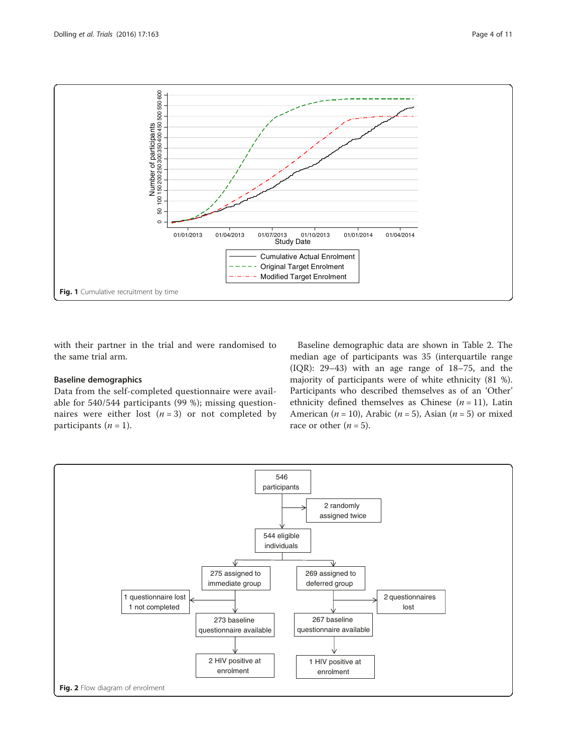Fig. 1 Cumulative recruitment by time

with their partner in the trial and were randomised to the same trial arm.

### Baseline demographics

Data from the self-completed questionnaire were available for 540/544 participants (99 %); missing questionnaires were either lost (*n* = 3) or not completed by participants (*n* = 1).

Baseline demographic data are shown in Table 2. The median age of participants was 35 (interquartile range (IQR): 29–43) with an age range of 18–75, and the majority of participants were of white ethnicity (81 %). Participants who described themselves as of an 'Other' ethnicity defined themselves as Chinese (*n* = 11), Latin American (*n* = 10), Arabic (*n* = 5), Asian (*n* = 5) or mixed race or other (*n* = 5).

Fig. 2 Flow diagram of enrolment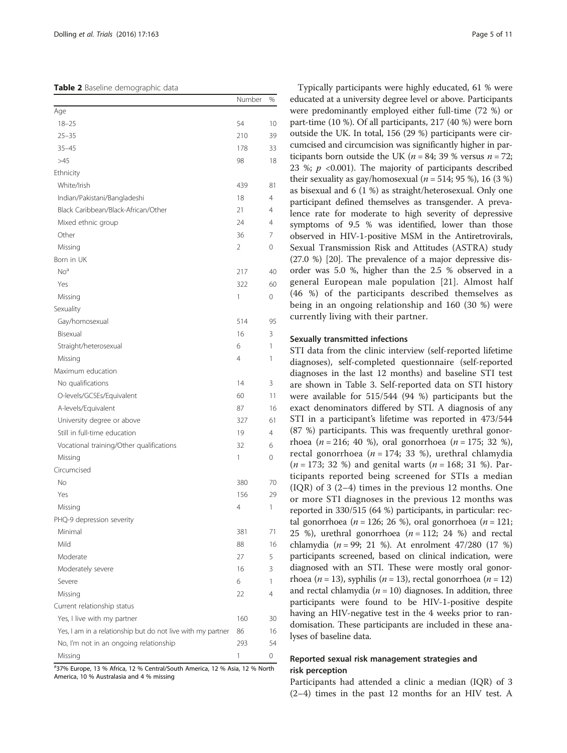**Table 2** Baseline demographic data

| | Number | % |
|---|---|---|
| Age | | |
| 18–25 | 54 | 10 |
| 25–35 | 210 | 39 |
| 35–45 | 178 | 33 |
| >45 | 98 | 18 |
| Ethnicity | | |
| White/Irish | 439 | 81 |
| Indian/Pakistani/Bangladeshi | 18 | 4 |
| Black Caribbean/Black-African/Other | 21 | 4 |
| Mixed ethnic group | 24 | 4 |
| Other | 36 | 7 |
| Missing | 2 | 0 |
| Born in UK | | |
| No[a] | 217 | 40 |
| Yes | 322 | 60 |
| Missing | 1 | 0 |
| Sexuality | | |
| Gay/homosexual | 514 | 95 |
| Bisexual | 16 | 3 |
| Straight/heterosexual | 6 | 1 |
| Missing | 4 | 1 |
| Maximum education | | |
| No qualifications | 14 | 3 |
| O-levels/GCSEs/Equivalent | 60 | 11 |
| A-levels/Equivalent | 87 | 16 |
| University degree or above | 327 | 61 |
| Still in full-time education | 19 | 4 |
| Vocational training/Other qualifications | 32 | 6 |
| Missing | 1 | 0 |
| Circumcised | | |
| No | 380 | 70 |
| Yes | 156 | 29 |
| Missing | 4 | 1 |
| PHQ-9 depression severity | | |
| Minimal | 381 | 71 |
| Mild | 88 | 16 |
| Moderate | 27 | 5 |
| Moderately severe | 16 | 3 |
| Severe | 6 | 1 |
| Missing | 22 | 4 |
| Current relationship status | | |
| Yes, I live with my partner | 160 | 30 |
| Yes, I am in a relationship but do not live with my partner | 86 | 16 |
| No, I'm not in an ongoing relationship | 293 | 54 |
| Missing | 1 | 0 |

[a]37% Europe, 13 % Africa, 12 % Central/South America, 12 % Asia, 12 % North America, 10 % Australasia and 4 % missing

Typically participants were highly educated, 61 % were educated at a university degree level or above. Participants were predominantly employed either full-time (72 %) or part-time (10 %). Of all participants, 217 (40 %) were born outside the UK. In total, 156 (29 %) participants were circumcised and circumcision was significantly higher in participants born outside the UK ($n = 84$; 39 % versus $n = 72$; 23 %; $p < 0.001$). The majority of participants described their sexuality as gay/homosexual ($n = 514$; 95 %), 16 (3 %) as bisexual and 6 (1 %) as straight/heterosexual. Only one participant defined themselves as transgender. A prevalence rate for moderate to high severity of depressive symptoms of 9.5 % was identified, lower than those observed in HIV-1-positive MSM in the Antiretrovirals, Sexual Transmission Risk and Attitudes (ASTRA) study (27.0 %) [20]. The prevalence of a major depressive disorder was 5.0 %, higher than the 2.5 % observed in a general European male population [21]. Almost half (46 %) of the participants described themselves as being in an ongoing relationship and 160 (30 %) were currently living with their partner.

### Sexually transmitted infections

STI data from the clinic interview (self-reported lifetime diagnoses), self-completed questionnaire (self-reported diagnoses in the last 12 months) and baseline STI test are shown in Table 3. Self-reported data on STI history were available for 515/544 (94 %) participants but the exact denominators differed by STI. A diagnosis of any STI in a participant's lifetime was reported in 473/544 (87 %) participants. This was frequently urethral gonorrhoea ($n = 216$; 40 %), oral gonorrhoea ($n = 175$; 32 %), rectal gonorrhoea ($n = 174$; 33 %), urethral chlamydia ($n = 173$; 32 %) and genital warts ($n = 168$; 31 %). Participants reported being screened for STIs a median (IQR) of 3 (2–4) times in the previous 12 months. One or more STI diagnoses in the previous 12 months was reported in 330/515 (64 %) participants, in particular: rectal gonorrhoea ($n = 126$; 26 %), oral gonorrhoea ($n = 121$; 25 %), urethral gonorrhoea ($n = 112$; 24 %) and rectal chlamydia ($n = 99$; 21 %). At enrolment 47/280 (17 %) participants screened, based on clinical indication, were diagnosed with an STI. These were mostly oral gonorrhoea ($n = 13$), syphilis ($n = 13$), rectal gonorrhoea ($n = 12$) and rectal chlamydia ($n = 10$) diagnoses. In addition, three participants were found to be HIV-1-positive despite having an HIV-negative test in the 4 weeks prior to randomisation. These participants are included in these analyses of baseline data.

### Reported sexual risk management strategies and risk perception

Participants had attended a clinic a median (IQR) of 3 (2–4) times in the past 12 months for an HIV test. A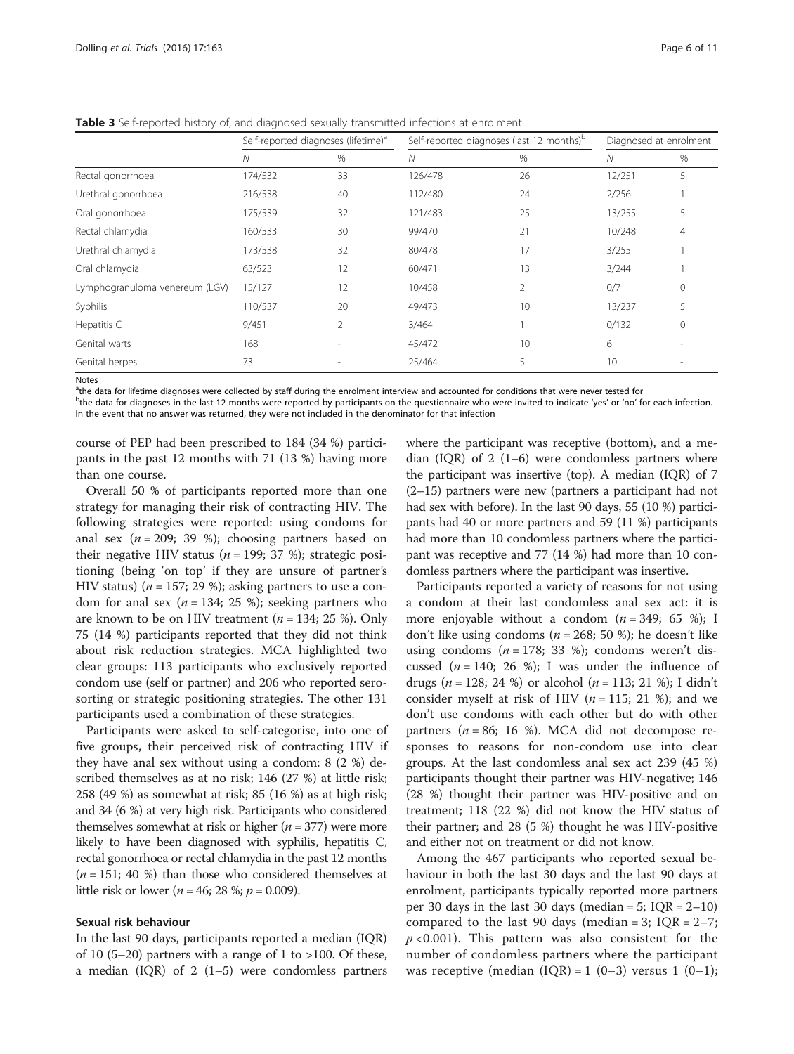**Table 3** Self-reported history of, and diagnosed sexually transmitted infections at enrolment

| | Self-reported diagnoses (lifetime)[a] | | Self-reported diagnoses (last 12 months)[b] | | Diagnosed at enrolment | |
|---|---|---|---|---|---|---|
| | N | % | N | % | N | % |
| Rectal gonorrhoea | 174/532 | 33 | 126/478 | 26 | 12/251 | 5 |
| Urethral gonorrhoea | 216/538 | 40 | 112/480 | 24 | 2/256 | 1 |
| Oral gonorrhoea | 175/539 | 32 | 121/483 | 25 | 13/255 | 5 |
| Rectal chlamydia | 160/533 | 30 | 99/470 | 21 | 10/248 | 4 |
| Urethral chlamydia | 173/538 | 32 | 80/478 | 17 | 3/255 | 1 |
| Oral chlamydia | 63/523 | 12 | 60/471 | 13 | 3/244 | 1 |
| Lymphogranuloma venereum (LGV) | 15/127 | 12 | 10/458 | 2 | 0/7 | 0 |
| Syphilis | 110/537 | 20 | 49/473 | 10 | 13/237 | 5 |
| Hepatitis C | 9/451 | 2 | 3/464 | 1 | 0/132 | 0 |
| Genital warts | 168 | - | 45/472 | 10 | 6 | - |
| Genital herpes | 73 | - | 25/464 | 5 | 10 | - |

Notes
[a]the data for lifetime diagnoses were collected by staff during the enrolment interview and accounted for conditions that were never tested for
[b]the data for diagnoses in the last 12 months were reported by participants on the questionnaire who were invited to indicate 'yes' or 'no' for each infection. In the event that no answer was returned, they were not included in the denominator for that infection

course of PEP had been prescribed to 184 (34 %) participants in the past 12 months with 71 (13 %) having more than one course.

Overall 50 % of participants reported more than one strategy for managing their risk of contracting HIV. The following strategies were reported: using condoms for anal sex ($n = 209$; 39 %); choosing partners based on their negative HIV status ($n = 199$; 37 %); strategic positioning (being 'on top' if they are unsure of partner's HIV status) ($n = 157$; 29 %); asking partners to use a condom for anal sex ($n = 134$; 25 %); seeking partners who are known to be on HIV treatment ($n = 134$; 25 %). Only 75 (14 %) participants reported that they did not think about risk reduction strategies. MCA highlighted two clear groups: 113 participants who exclusively reported condom use (self or partner) and 206 who reported serosorting or strategic positioning strategies. The other 131 participants used a combination of these strategies.

Participants were asked to self-categorise, into one of five groups, their perceived risk of contracting HIV if they have anal sex without using a condom: 8 (2 %) described themselves as at no risk; 146 (27 %) at little risk; 258 (49 %) as somewhat at risk; 85 (16 %) as at high risk; and 34 (6 %) at very high risk. Participants who considered themselves somewhat at risk or higher ($n = 377$) were more likely to have been diagnosed with syphilis, hepatitis C, rectal gonorrhoea or rectal chlamydia in the past 12 months ($n = 151$; 40 %) than those who considered themselves at little risk or lower ($n = 46$; 28 %; $p = 0.009$).

### Sexual risk behaviour

In the last 90 days, participants reported a median (IQR) of 10 (5–20) partners with a range of 1 to >100. Of these, a median (IQR) of 2 (1–5) were condomless partners where the participant was receptive (bottom), and a median (IQR) of 2 (1–6) were condomless partners where the participant was insertive (top). A median (IQR) of 7 (2–15) partners were new (partners a participant had not had sex with before). In the last 90 days, 55 (10 %) participants had 40 or more partners and 59 (11 %) participants had more than 10 condomless partners where the participant was receptive and 77 (14 %) had more than 10 condomless partners where the participant was insertive.

Participants reported a variety of reasons for not using a condom at their last condomless anal sex act: it is more enjoyable without a condom ($n = 349$; 65 %); I don't like using condoms ($n = 268$; 50 %); he doesn't like using condoms ($n = 178$; 33 %); condoms weren't discussed ($n = 140$; 26 %); I was under the influence of drugs ($n = 128$; 24 %) or alcohol ($n = 113$; 21 %); I didn't consider myself at risk of HIV ($n = 115$; 21 %); and we don't use condoms with each other but do with other partners ($n = 86$; 16 %). MCA did not decompose responses to reasons for non-condom use into clear groups. At the last condomless anal sex act 239 (45 %) participants thought their partner was HIV-negative; 146 (28 %) thought their partner was HIV-positive and on treatment; 118 (22 %) did not know the HIV status of their partner; and 28 (5 %) thought he was HIV-positive and either not on treatment or did not know.

Among the 467 participants who reported sexual behaviour in both the last 30 days and the last 90 days at enrolment, participants typically reported more partners per 30 days in the last 30 days (median = 5; IQR = 2–10) compared to the last 90 days (median = 3; IQR = 2–7; $p < 0.001$). This pattern was also consistent for the number of condomless partners where the participant was receptive (median (IQR) = 1 (0–3) versus 1 (0–1);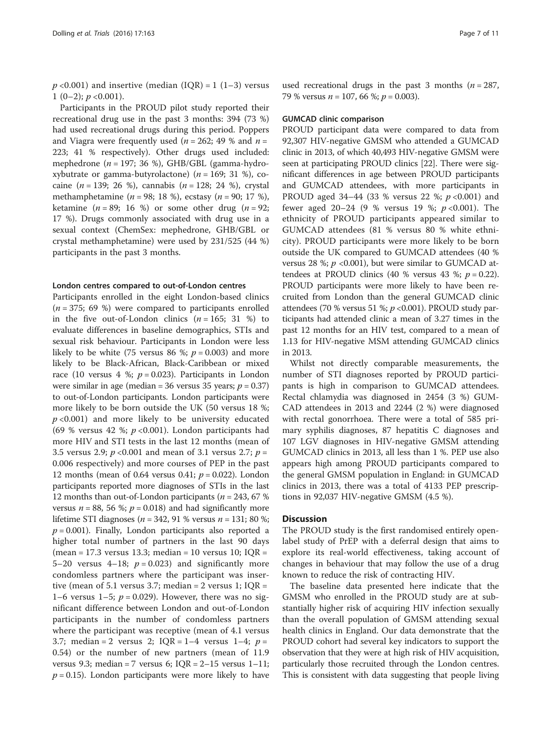$p < 0.001$) and insertive (median (IQR) = 1 (1–3) versus 1 (0–2); $p < 0.001$).

Participants in the PROUD pilot study reported their recreational drug use in the past 3 months: 394 (73 %) had used recreational drugs during this period. Poppers and Viagra were frequently used ($n = 262$; 49 % and $n = 223$; 41 % respectively). Other drugs used included: mephedrone ($n = 197$; 36 %), GHB/GBL (gamma-hydroxybutrate or gamma-butyrolactone) ($n = 169$; 31 %), cocaine ($n = 139$; 26 %), cannabis ($n = 128$; 24 %), crystal methamphetamine ($n = 98$; 18 %), ecstasy ($n = 90$; 17 %), ketamine ($n = 89$; 16 %) or some other drug ($n = 92$; 17 %). Drugs commonly associated with drug use in a sexual context (ChemSex: mephedrone, GHB/GBL or crystal methamphetamine) were used by 231/525 (44 %) participants in the past 3 months.

#### London centres compared to out-of-London centres

Participants enrolled in the eight London-based clinics ($n = 375$; 69 %) were compared to participants enrolled in the five out-of-London clinics ($n = 165$; 31 %) to evaluate differences in baseline demographics, STIs and sexual risk behaviour. Participants in London were less likely to be white (75 versus 86 %; $p = 0.003$) and more likely to be Black-African, Black-Caribbean or mixed race (10 versus 4 %; $p = 0.023$). Participants in London were similar in age (median = 36 versus 35 years; $p = 0.37$) to out-of-London participants. London participants were more likely to be born outside the UK (50 versus 18 %; $p < 0.001$) and more likely to be university educated (69 % versus 42 %; $p < 0.001$). London participants had more HIV and STI tests in the last 12 months (mean of 3.5 versus 2.9; $p < 0.001$ and mean of 3.1 versus 2.7; $p = 0.006$ respectively) and more courses of PEP in the past 12 months (mean of 0.64 versus 0.41; $p = 0.022$). London participants reported more diagnoses of STIs in the last 12 months than out-of-London participants ($n = 243$, 67 % versus $n = 88$, 56 %; $p = 0.018$) and had significantly more lifetime STI diagnoses ($n = 342$, 91 % versus $n = 131$; 80 %; $p = 0.001$). Finally, London participants also reported a higher total number of partners in the last 90 days (mean = 17.3 versus 13.3; median = 10 versus 10; IQR = 5–20 versus 4–18; $p = 0.023$) and significantly more condomless partners where the participant was insertive (mean of 5.1 versus 3.7; median = 2 versus 1; IQR = 1–6 versus 1–5; $p = 0.029$). However, there was no significant difference between London and out-of-London participants in the number of condomless partners where the participant was receptive (mean of 4.1 versus 3.7; median = 2 versus 2; IQR = 1–4 versus 1–4; $p = 0.54$) or the number of new partners (mean of 11.9 versus 9.3; median = 7 versus 6; IQR = 2–15 versus 1–11; $p = 0.15$). London participants were more likely to have used recreational drugs in the past 3 months ($n = 287$, 79 % versus $n = 107$, 66 %; $p = 0.003$).

#### GUMCAD clinic comparison

PROUD participant data were compared to data from 92,307 HIV-negative GMSM who attended a GUMCAD clinic in 2013, of which 40,493 HIV-negative GMSM were seen at participating PROUD clinics [22]. There were significant differences in age between PROUD participants and GUMCAD attendees, with more participants in PROUD aged 34–44 (33 % versus 22 %; $p < 0.001$) and fewer aged 20–24 (9 % versus 19 %; $p < 0.001$). The ethnicity of PROUD participants appeared similar to GUMCAD attendees (81 % versus 80 % white ethnicity). PROUD participants were more likely to be born outside the UK compared to GUMCAD attendees (40 % versus 28 %; $p < 0.001$), but were similar to GUMCAD attendees at PROUD clinics (40 % versus 43 %; $p = 0.22$). PROUD participants were more likely to have been recruited from London than the general GUMCAD clinic attendees (70 % versus 51 %; $p < 0.001$). PROUD study participants had attended clinic a mean of 3.27 times in the past 12 months for an HIV test, compared to a mean of 1.13 for HIV-negative MSM attending GUMCAD clinics in 2013.

Whilst not directly comparable measurements, the number of STI diagnoses reported by PROUD participants is high in comparison to GUMCAD attendees. Rectal chlamydia was diagnosed in 2454 (3 %) GUMCAD attendees in 2013 and 2244 (2 %) were diagnosed with rectal gonorrhoea. There were a total of 585 primary syphilis diagnoses, 87 hepatitis C diagnoses and 107 LGV diagnoses in HIV-negative GMSM attending GUMCAD clinics in 2013, all less than 1 %. PEP use also appears high among PROUD participants compared to the general GMSM population in England: in GUMCAD clinics in 2013, there was a total of 4133 PEP prescriptions in 92,037 HIV-negative GMSM (4.5 %).

## Discussion

The PROUD study is the first randomised entirely open-label study of PrEP with a deferral design that aims to explore its real-world effectiveness, taking account of changes in behaviour that may follow the use of a drug known to reduce the risk of contracting HIV.

The baseline data presented here indicate that the GMSM who enrolled in the PROUD study are at substantially higher risk of acquiring HIV infection sexually than the overall population of GMSM attending sexual health clinics in England. Our data demonstrate that the PROUD cohort had several key indicators to support the observation that they were at high risk of HIV acquisition, particularly those recruited through the London centres. This is consistent with data suggesting that people living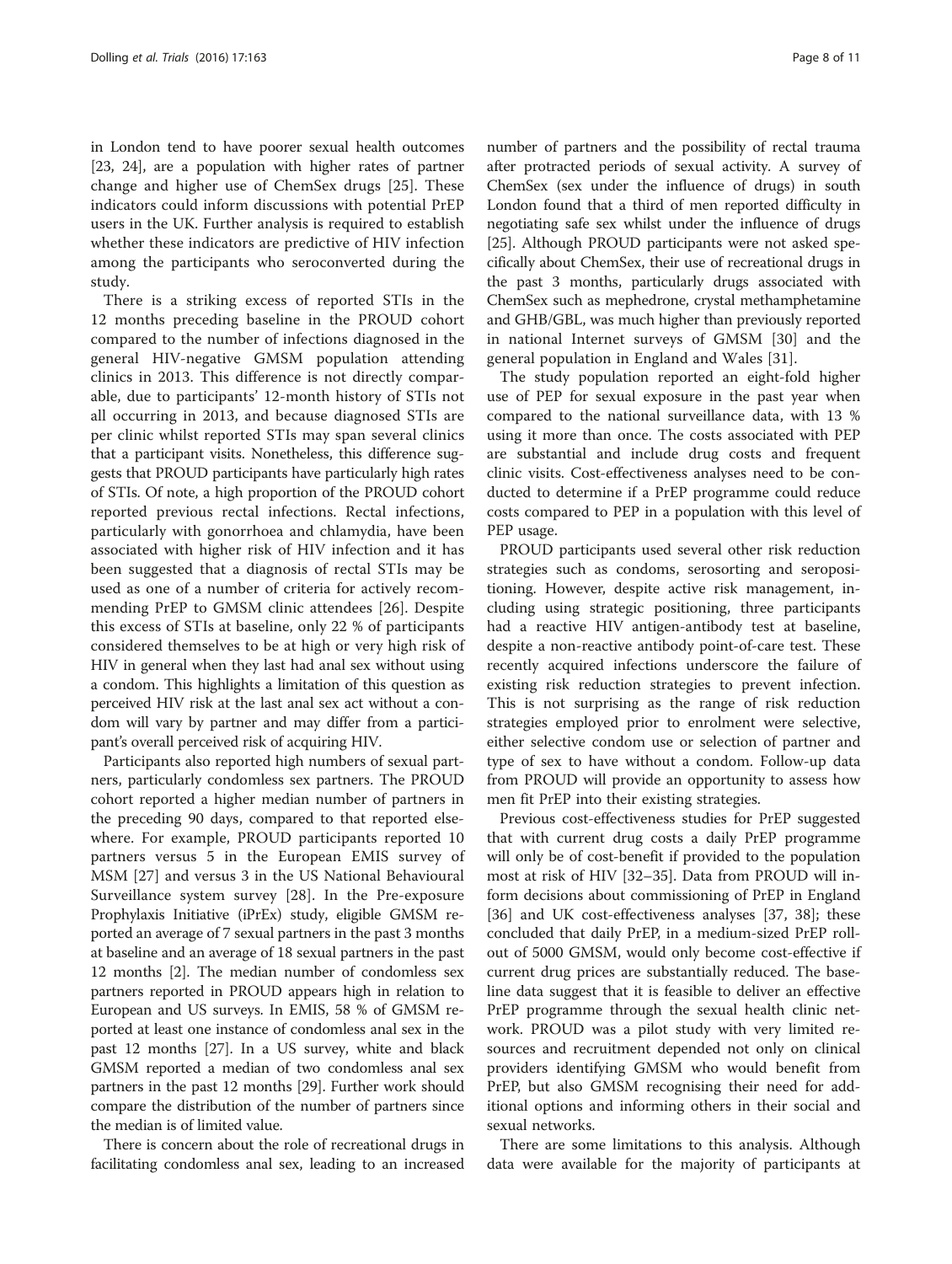in London tend to have poorer sexual health outcomes [23, 24], are a population with higher rates of partner change and higher use of ChemSex drugs [25]. These indicators could inform discussions with potential PrEP users in the UK. Further analysis is required to establish whether these indicators are predictive of HIV infection among the participants who seroconverted during the study.

There is a striking excess of reported STIs in the 12 months preceding baseline in the PROUD cohort compared to the number of infections diagnosed in the general HIV-negative GMSM population attending clinics in 2013. This difference is not directly comparable, due to participants' 12-month history of STIs not all occurring in 2013, and because diagnosed STIs are per clinic whilst reported STIs may span several clinics that a participant visits. Nonetheless, this difference suggests that PROUD participants have particularly high rates of STIs. Of note, a high proportion of the PROUD cohort reported previous rectal infections. Rectal infections, particularly with gonorrhoea and chlamydia, have been associated with higher risk of HIV infection and it has been suggested that a diagnosis of rectal STIs may be used as one of a number of criteria for actively recommending PrEP to GMSM clinic attendees [26]. Despite this excess of STIs at baseline, only 22 % of participants considered themselves to be at high or very high risk of HIV in general when they last had anal sex without using a condom. This highlights a limitation of this question as perceived HIV risk at the last anal sex act without a condom will vary by partner and may differ from a participant's overall perceived risk of acquiring HIV.

Participants also reported high numbers of sexual partners, particularly condomless sex partners. The PROUD cohort reported a higher median number of partners in the preceding 90 days, compared to that reported elsewhere. For example, PROUD participants reported 10 partners versus 5 in the European EMIS survey of MSM [27] and versus 3 in the US National Behavioural Surveillance system survey [28]. In the Pre-exposure Prophylaxis Initiative (iPrEx) study, eligible GMSM reported an average of 7 sexual partners in the past 3 months at baseline and an average of 18 sexual partners in the past 12 months [2]. The median number of condomless sex partners reported in PROUD appears high in relation to European and US surveys. In EMIS, 58 % of GMSM reported at least one instance of condomless anal sex in the past 12 months [27]. In a US survey, white and black GMSM reported a median of two condomless anal sex partners in the past 12 months [29]. Further work should compare the distribution of the number of partners since the median is of limited value.

There is concern about the role of recreational drugs in facilitating condomless anal sex, leading to an increased number of partners and the possibility of rectal trauma after protracted periods of sexual activity. A survey of ChemSex (sex under the influence of drugs) in south London found that a third of men reported difficulty in negotiating safe sex whilst under the influence of drugs [25]. Although PROUD participants were not asked specifically about ChemSex, their use of recreational drugs in the past 3 months, particularly drugs associated with ChemSex such as mephedrone, crystal methamphetamine and GHB/GBL, was much higher than previously reported in national Internet surveys of GMSM [30] and the general population in England and Wales [31].

The study population reported an eight-fold higher use of PEP for sexual exposure in the past year when compared to the national surveillance data, with 13 % using it more than once. The costs associated with PEP are substantial and include drug costs and frequent clinic visits. Cost-effectiveness analyses need to be conducted to determine if a PrEP programme could reduce costs compared to PEP in a population with this level of PEP usage.

PROUD participants used several other risk reduction strategies such as condoms, serosorting and seropositioning. However, despite active risk management, including using strategic positioning, three participants had a reactive HIV antigen-antibody test at baseline, despite a non-reactive antibody point-of-care test. These recently acquired infections underscore the failure of existing risk reduction strategies to prevent infection. This is not surprising as the range of risk reduction strategies employed prior to enrolment were selective, either selective condom use or selection of partner and type of sex to have without a condom. Follow-up data from PROUD will provide an opportunity to assess how men fit PrEP into their existing strategies.

Previous cost-effectiveness studies for PrEP suggested that with current drug costs a daily PrEP programme will only be of cost-benefit if provided to the population most at risk of HIV [32–35]. Data from PROUD will inform decisions about commissioning of PrEP in England [36] and UK cost-effectiveness analyses [37, 38]; these concluded that daily PrEP, in a medium-sized PrEP rollout of 5000 GMSM, would only become cost-effective if current drug prices are substantially reduced. The baseline data suggest that it is feasible to deliver an effective PrEP programme through the sexual health clinic network. PROUD was a pilot study with very limited resources and recruitment depended not only on clinical providers identifying GMSM who would benefit from PrEP, but also GMSM recognising their need for additional options and informing others in their social and sexual networks.

There are some limitations to this analysis. Although data were available for the majority of participants at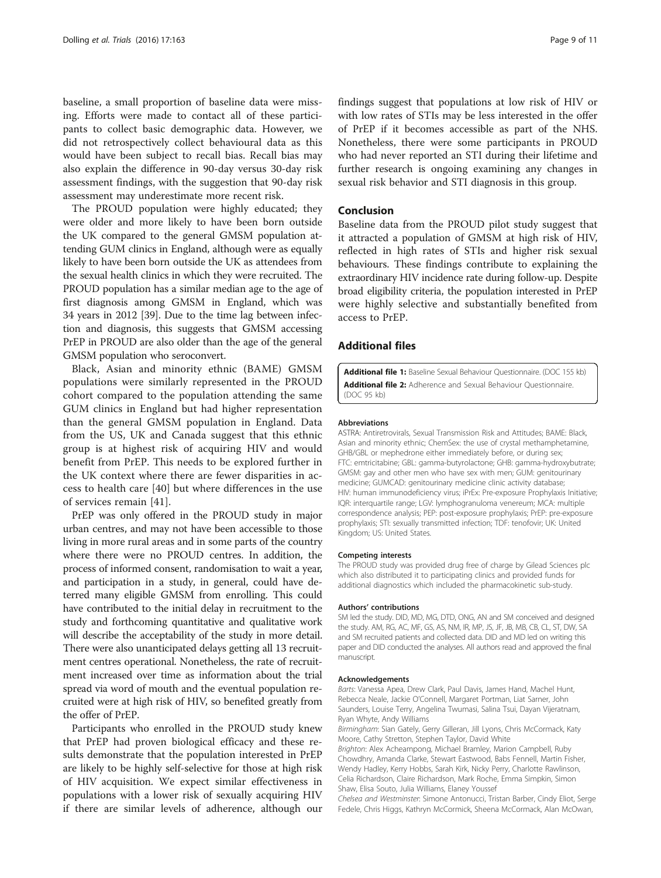baseline, a small proportion of baseline data were missing. Efforts were made to contact all of these participants to collect basic demographic data. However, we did not retrospectively collect behavioural data as this would have been subject to recall bias. Recall bias may also explain the difference in 90-day versus 30-day risk assessment findings, with the suggestion that 90-day risk assessment may underestimate more recent risk.

The PROUD population were highly educated; they were older and more likely to have been born outside the UK compared to the general GMSM population attending GUM clinics in England, although were as equally likely to have been born outside the UK as attendees from the sexual health clinics in which they were recruited. The PROUD population has a similar median age to the age of first diagnosis among GMSM in England, which was 34 years in 2012 [39]. Due to the time lag between infection and diagnosis, this suggests that GMSM accessing PrEP in PROUD are also older than the age of the general GMSM population who seroconvert.

Black, Asian and minority ethnic (BAME) GMSM populations were similarly represented in the PROUD cohort compared to the population attending the same GUM clinics in England but had higher representation than the general GMSM population in England. Data from the US, UK and Canada suggest that this ethnic group is at highest risk of acquiring HIV and would benefit from PrEP. This needs to be explored further in the UK context where there are fewer disparities in access to health care [40] but where differences in the use of services remain [41].

PrEP was only offered in the PROUD study in major urban centres, and may not have been accessible to those living in more rural areas and in some parts of the country where there were no PROUD centres. In addition, the process of informed consent, randomisation to wait a year, and participation in a study, in general, could have deterred many eligible GMSM from enrolling. This could have contributed to the initial delay in recruitment to the study and forthcoming quantitative and qualitative work will describe the acceptability of the study in more detail. There were also unanticipated delays getting all 13 recruitment centres operational. Nonetheless, the rate of recruitment increased over time as information about the trial spread via word of mouth and the eventual population recruited were at high risk of HIV, so benefited greatly from the offer of PrEP.

Participants who enrolled in the PROUD study knew that PrEP had proven biological efficacy and these results demonstrate that the population interested in PrEP are likely to be highly self-selective for those at high risk of HIV acquisition. We expect similar effectiveness in populations with a lower risk of sexually acquiring HIV if there are similar levels of adherence, although our findings suggest that populations at low risk of HIV or with low rates of STIs may be less interested in the offer of PrEP if it becomes accessible as part of the NHS. Nonetheless, there were some participants in PROUD who had never reported an STI during their lifetime and further research is ongoing examining any changes in sexual risk behavior and STI diagnosis in this group.

## Conclusion

Baseline data from the PROUD pilot study suggest that it attracted a population of GMSM at high risk of HIV, reflected in high rates of STIs and higher risk sexual behaviours. These findings contribute to explaining the extraordinary HIV incidence rate during follow-up. Despite broad eligibility criteria, the population interested in PrEP were highly selective and substantially benefited from access to PrEP.

## Additional files

**Additional file 1:** Baseline Sexual Behaviour Questionnaire. (DOC 155 kb)

**Additional file 2:** Adherence and Sexual Behaviour Questionnaire. (DOC 95 kb)

#### Abbreviations

ASTRA: Antiretrovirals, Sexual Transmission Risk and Attitudes; BAME: Black, Asian and minority ethnic; ChemSex: the use of crystal methamphetamine, GHB/GBL or mephedrone either immediately before, or during sex; FTC: emtricitabine; GBL: gamma-butyrolactone; GHB: gamma-hydroxybutrate; GMSM: gay and other men who have sex with men; GUM: genitourinary medicine; GUMCAD: genitourinary medicine clinic activity database; HIV: human immunodeficiency virus; iPrEx: Pre-exposure Prophylaxis Initiative; IQR: interquartile range; LGV: lymphogranuloma venereum; MCA: multiple correspondence analysis; PEP: post-exposure prophylaxis; PrEP: pre-exposure prophylaxis; STI: sexually transmitted infection; TDF: tenofovir; UK: United Kingdom; US: United States.

#### Competing interests

The PROUD study was provided drug free of charge by Gilead Sciences plc which also distributed it to participating clinics and provided funds for additional diagnostics which included the pharmacokinetic sub-study.

#### Authors' contributions

SM led the study. DID, MD, MG, DTD, ONG, AN and SM conceived and designed the study. AM, RG, AC, MF, GS, AS, NM, IR, MP, JS, JF, JB, MB, CB, CL, ST, DW, SA and SM recruited patients and collected data. DID and MD led on writing this paper and DID conducted the analyses. All authors read and approved the final manuscript.

#### Acknowledgements

*Barts*: Vanessa Apea, Drew Clark, Paul Davis, James Hand, Machel Hunt, Rebecca Neale, Jackie O'Connell, Margaret Portman, Liat Sarner, John Saunders, Louise Terry, Angelina Twumasi, Salina Tsui, Dayan Vijeratnam, Ryan Whyte, Andy Williams

*Birmingham*: Sian Gately, Gerry Gilleran, Jill Lyons, Chris McCormack, Katy Moore, Cathy Stretton, Stephen Taylor, David White

*Brighton*: Alex Acheampong, Michael Bramley, Marion Campbell, Ruby Chowdhry, Amanda Clarke, Stewart Eastwood, Babs Fennell, Martin Fisher, Wendy Hadley, Kerry Hobbs, Sarah Kirk, Nicky Perry, Charlotte Rawlinson, Celia Richardson, Claire Richardson, Mark Roche, Emma Simpkin, Simon Shaw, Elisa Souto, Julia Williams, Elaney Youssef

*Chelsea and Westminster*: Simone Antonucci, Tristan Barber, Cindy Eliot, Serge Fedele, Chris Higgs, Kathryn McCormick, Sheena McCormack, Alan McOwan,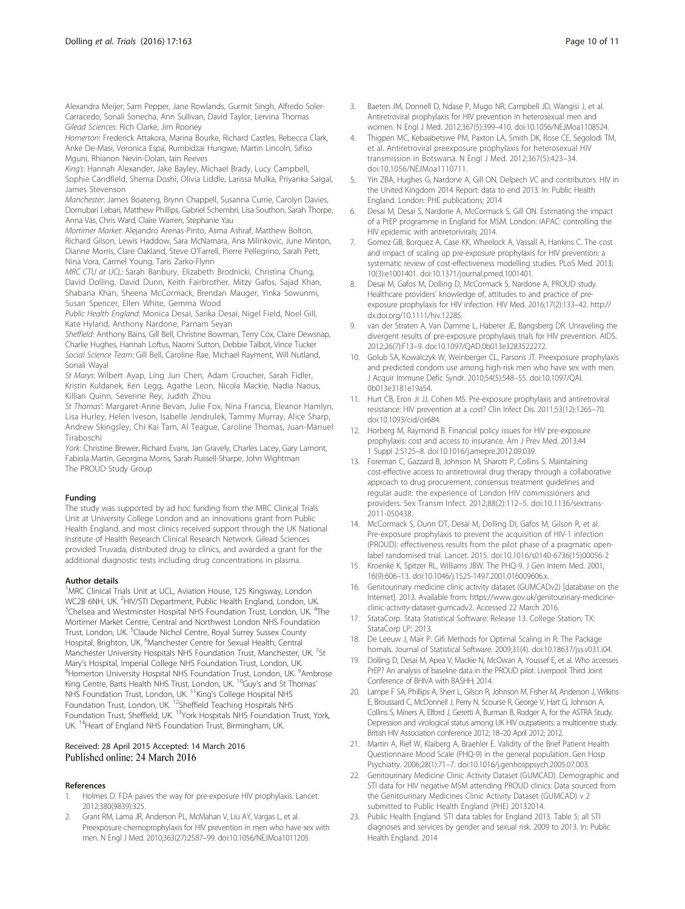Alexandra Meijer, Sam Pepper, Jane Rowlands, Gurmit Singh, Alfredo Soler-Carracedo, Sonali Sonecha, Ann Sullivan, David Taylor, Lervina Thomas
*Gilead Sciences*: Rich Clarke, Jim Rooney
*Homerton*: Frederick Attakora, Marina Bourke, Richard Castles, Rebecca Clark, Anke De-Masi, Veronica Espa, Rumbidzai Hungwe, Martin Lincoln, Sifiso Mguni, Rhianon Nevin-Dolan, Iain Reeves
*King's*: Hannah Alexander, Jake Bayley, Michael Brady, Lucy Campbell, Sophie Candfield, Shema Doshi, Olivia Liddle, Larissa Mulka, Priyanka Saigal, James Stevenson
*Manchester*: James Boateng, Brynn Chappell, Susanna Currie, Carolyn Davies, Dornubari Lebari, Matthew Phillips, Gabriel Schembri, Lisa Southon, Sarah Thorpe, Anna Vas, Chris Ward, Claire Warren, Stephanie Yau
*Mortimer Market*: Alejandro Arenas-Pinto, Asma Ashraf, Matthew Bolton, Richard Gilson, Lewis Haddow, Sara McNamara, Ana Milinkovic, June Minton, Dianne Morris, Clare Oakland, Steve O'Farrell, Pierre Pellegrino, Sarah Pett, Nina Vora, Carmel Young, Taris Zarko-Flynn
*MRC CTU at UCL*: Sarah Banbury, Elizabeth Brodnicki, Christina Chung, David Dolling, David Dunn, Keith Fairbrother, Mitzy Gafos, Sajad Khan, Shabana Khan, Sheena McCormack, Brendan Mauger, Yinka Sowunmi, Susan Spencer, Ellen White, Gemma Wood
*Public Health England*: Monica Desai, Sarika Desai, Nigel Field, Noel Gill, Kate Hyland, Anthony Nardone, Parnam Seyan
*Sheffield*: Anthony Bains, Gill Bell, Christine Bowman, Terry Cox, Claire Dewsnap, Charlie Hughes, Hannah Loftus, Naomi Sutton, Debbie Talbot, Vince Tucker
*Social Science Team*: Gill Bell, Caroline Rae, Michael Rayment, Will Nutland, Sonali Wayal
*St Marys*: Wilbert Ayap, Ling Jun Chen, Adam Croucher, Sarah Fidler, Kristin Kuldanek, Ken Legg, Agathe Leon, Nicola Mackie, Nadia Naous, Killian Quinn, Severine Rey, Judith Zhou
*St Thomas'*: Margaret-Anne Bevan, Julie Fox, Nina Francia, Eleanor Hamlyn, Lisa Hurley, Helen Iveson, Isabelle Jendrulek, Tammy Murray, Alice Sharp, Andrew Skingsley, Chi Kai Tam, Al Teague, Caroline Thomas, Juan-Manuel Tiraboschi
*York*: Christine Brewer, Richard Evans, Jan Gravely, Charles Lacey, Gary Lamont, Fabiola Martin, Georgina Morris, Sarah Russell-Sharpe, John Wightman
The PROUD Study Group

#### Funding

The study was supported by ad hoc funding from the MRC Clinical Trials Unit at University College London and an innovations grant from Public Health England, and most clinics received support through the UK National Institute of Health Research Clinical Research Network. Gilead Sciences provided Truvada, distributed drug to clinics, and awarded a grant for the additional diagnostic tests including drug concentrations in plasma.

#### Author details

[1]MRC Clinical Trials Unit at UCL, Aviation House, 125 Kingsway, London WC2B 6NH, UK. [2]HIV/STI Department, Public Health England, London, UK. [3]Chelsea and Westminster Hospital NHS Foundation Trust, London, UK. [4]The Mortimer Market Centre, Central and Northwest London NHS Foundation Trust, London, UK. [5]Claude Nichol Centre, Royal Surrey Sussex County Hospital, Brighton, UK. [6]Manchester Centre for Sexual Health, Central Manchester University Hospitals NHS Foundation Trust, Manchester, UK. [7]St Mary's Hospital, Imperial College NHS Foundation Trust, London, UK. [8]Homerton University Hospital NHS Foundation Trust, London, UK. [9]Ambrose King Centre, Barts Health NHS Trust, London, UK. [10]Guy's and St Thomas' NHS Foundation Trust, London, UK. [11]King's College Hospital NHS Foundation Trust, London, UK. [12]Sheffield Teaching Hospitals NHS Foundation Trust, Sheffield, UK. [13]York Hospitals NHS Foundation Trust, York, UK. [14]Heart of England NHS Foundation Trust, Birmingham, UK.

Received: 28 April 2015 Accepted: 14 March 2016
Published online: 24 March 2016

#### References

1. Holmes D. FDA paves the way for pre-exposure HIV prophylaxis. Lancet. 2012;380(9839):325.
2. Grant RM, Lama JR, Anderson PL, McMahan V, Liu AY, Vargas L, et al. Preexposure chemoprophylaxis for HIV prevention in men who have sex with men. N Engl J Med. 2010;363(27):2587–99. doi:10.1056/NEJMoa1011205.
3. Baeten JM, Donnell D, Ndase P, Mugo NR, Campbell JD, Wangisi J, et al. Antiretroviral prophylaxis for HIV prevention in heterosexual men and women. N Engl J Med. 2012;367(5):399–410. doi:10.1056/NEJMoa1108524.
4. Thigpen MC, Kebaabetswe PM, Paxton LA, Smith DK, Rose CE, Segolodi TM, et al. Antiretroviral preexposure prophylaxis for heterosexual HIV transmission in Botswana. N Engl J Med. 2012;367(5):423–34. doi:10.1056/NEJMoa1110711.
5. Yin ZBA, Hughes G, Nardone A, Gill ON, Delpech VC and contributors. HIV in the United Kingdom 2014 Report: data to end 2013. In: Public Health England. London: PHE publications; 2014
6. Desai M, Desai S, Nardone A, McCormack S, Gill ON. Estimating the impact of a PrEP programme in England for MSM. London: IAPAC: controlling the HIV epidemic with antiretorivirals; 2014.
7. Gomez GB, Borquez A, Case KK, Wheelock A, Vassall A, Hankins C. The cost and impact of scaling up pre-exposure prophylaxis for HIV prevention: a systematic review of cost-effectiveness modelling studies. PLoS Med. 2013; 10(3):e1001401. doi:10.1371/journal.pmed.1001401.
8. Desai M, Gafos M, Dolling D, McCormack S, Nardone A, PROUD study. Healthcare providers' knowledge of, attitudes to and practice of pre-exposure prophylaxis for HIV infection. HIV Med. 2016;17(2):133–42. http://dx.doi.org/10.1111/hiv.12285.
9. van der Straten A, Van Damme L, Haberer JE, Bangsberg DR. Unraveling the divergent results of pre-exposure prophylaxis trials for HIV prevention. AIDS. 2012;26(7):F13–9. doi:10.1097/QAD.0b013e3283522272.
10. Golub SA, Kowalczyk W, Weinberger CL, Parsons JT. Preexposure prophylaxis and predicted condom use among high-risk men who have sex with men. J Acquir Immune Defic Syndr. 2010;54(5):548–55. doi:10.1097/QAI.0b013e3181e19a54.
11. Hurt CB, Eron Jr JJ, Cohen MS. Pre-exposure prophylaxis and antiretroviral resistance: HIV prevention at a cost? Clin Infect Dis. 2011;53(12):1265–70. doi:10.1093/cid/cir684.
12. Horberg M, Raymond B. Financial policy issues for HIV pre-exposure prophylaxis: cost and access to insurance. Am J Prev Med. 2013;44 1 Suppl 2:S125–8. doi:10.1016/j.amepre.2012.09.039.
13. Foreman C, Gazzard B, Johnson M, Sharott P, Collins S. Maintaining cost-effective access to antiretroviral drug therapy through a collaborative approach to drug procurement, consensus treatment guidelines and regular audit: the experience of London HIV commissioners and providers. Sex Transm Infect. 2012;88(2):112–5. doi:10.1136/sextrans-2011-050438.
14. McCormack S, Dunn DT, Desai M, Dolling DI, Gafos M, Gilson R, et al. Pre-exposure prophylaxis to prevent the acquisition of HIV-1 infection (PROUD): effectiveness results from the pilot phase of a pragmatic open-label randomised trial. Lancet. 2015. doi:10.1016/s0140-6736(15)00056-2
15. Kroenke K, Spitzer RL, Williams JBW. The PHQ-9. J Gen Intern Med. 2001; 16(9):606–13. doi:10.1046/j.1525-1497.2001.016009606.x.
16. Genitourinary medicine clinic activity dataset (GUMCADv2) [database on the Internet]. 2013. Available from: https://www.gov.uk/genitourinary-medicine-clinic-activity-dataset-gumcadv2. Accessed 22 March 2016.
17. StataCorp. Stata Statistical Software: Release 13. College Station, TX: StataCorp LP; 2013.
18. De Leeuw J, Mair P. Gifi Methods for Optimal Scaling in R: The Package homals. Journal of Statistical Software. 2009;31(4). doi:10.18637/jss.v031.i04.
19. Dolling D, Desai M, Apea V, Mackie N, McOwan A, Youssef E, et al. Who accesses PrEP? An analysis of baseline data in the PROUD pilot. Liverpool: Third Joint Conference of BHIVA with BASHH; 2014.
20. Lampe F SA, Phillips A, Sherr L, Gilson R, Johnson M, Fisher M, Anderson J, Wilkins E, Broussard C, McDonnell J, Perry N, Scourse R, George V, Hart G, Johnson A, Collins S, Miners A, Elford J, Geretti A, Burman B, Rodger A, for the ASTRA Study. Depression and virological status among UK HIV outpatients: a multicentre study. British HIV Association conference 2012; 18–20 April 2012; 2012.
21. Martin A, Rief W, Klaiberg A, Braehler E. Validity of the Brief Patient Health Questionnaire Mood Scale (PHQ-9) in the general population. Gen Hosp Psychiatry. 2006;28(1):71–7. doi:10.1016/j.genhosppsych.2005.07.003.
22. Genitourinary Medicine Clinic Activity Dataset (GUMCAD). Demographic and STI data for HIV negative MSM attending PROUD clinics: Data sourced from the Genitourinary Medicines Clinic Activity Dataset (GUMCAD) v 2 submitted to Public Health England (PHE) 20132014.
23. Public Health England. STI data tables for England 2013. Table 5: all STI diagnoses and services by gender and sexual risk. 2009 to 2013. In: Public Health England. 2014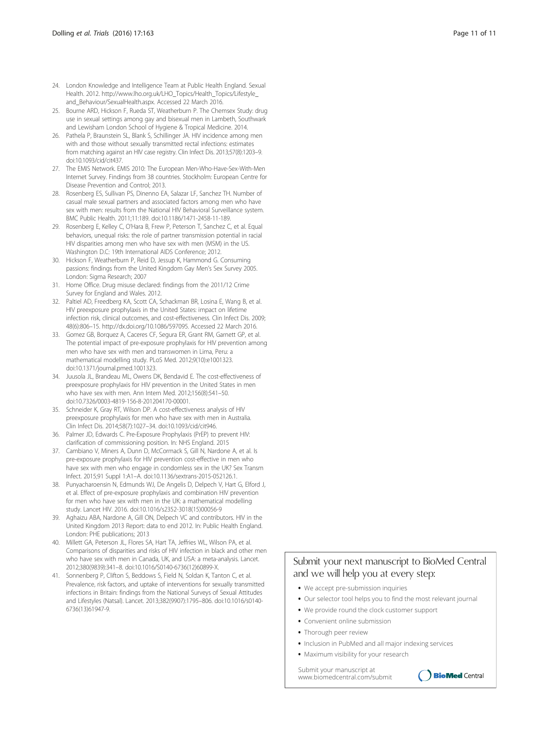24. London Knowledge and Intelligence Team at Public Health England. Sexual Health. 2012. http://www.lho.org.uk/LHO_Topics/Health_Topics/Lifestyle_and_Behaviour/SexualHealth.aspx. Accessed 22 March 2016.
25. Bourne ARD, Hickson F, Rueda ST, Weatherburn P. The Chemsex Study: drug use in sexual settings among gay and bisexual men in Lambeth, Southwark and Lewisham London School of Hygiene & Tropical Medicine. 2014.
26. Pathela P, Braunstein SL, Blank S, Schillinger JA. HIV incidence among men with and those without sexually transmitted rectal infections: estimates from matching against an HIV case registry. Clin Infect Dis. 2013;57(8):1203–9. doi:10.1093/cid/cit437.
27. The EMIS Network. EMIS 2010: The European Men-Who-Have-Sex-With-Men Internet Survey. Findings from 38 countries. Stockholm: European Centre for Disease Prevention and Control; 2013.
28. Rosenberg ES, Sullivan PS, Dinenno EA, Salazar LF, Sanchez TH. Number of casual male sexual partners and associated factors among men who have sex with men: results from the National HIV Behavioral Surveillance system. BMC Public Health. 2011;11:189. doi:10.1186/1471-2458-11-189.
29. Rosenberg E, Kelley C, O'Hara B, Frew P, Peterson T, Sanchez C, et al. Equal behaviors, unequal risks: the role of partner transmission potential in racial HIV disparities among men who have sex with men (MSM) in the US. Washington D.C: 19th International AIDS Conference; 2012.
30. Hickson F, Weatherburn P, Reid D, Jessup K, Hammond G. Consuming passions: findings from the United Kingdom Gay Men's Sex Survey 2005. London: Sigma Research; 2007
31. Home Office. Drug misuse declared: findings from the 2011/12 Crime Survey for England and Wales. 2012.
32. Paltiel AD, Freedberg KA, Scott CA, Schackman BR, Losina E, Wang B, et al. HIV preexposure prophylaxis in the United States: impact on lifetime infection risk, clinical outcomes, and cost-effectiveness. Clin Infect Dis. 2009; 48(6):806–15. http://dx.doi.org/10.1086/597095. Accessed 22 March 2016.
33. Gomez GB, Borquez A, Caceres CF, Segura ER, Grant RM, Garnett GP, et al. The potential impact of pre-exposure prophylaxis for HIV prevention among men who have sex with men and transwomen in Lima, Peru: a mathematical modelling study. PLoS Med. 2012;9(10):e1001323. doi:10.1371/journal.pmed.1001323.
34. Juusola JL, Brandeau ML, Owens DK, Bendavid E. The cost-effectiveness of preexposure prophylaxis for HIV prevention in the United States in men who have sex with men. Ann Intern Med. 2012;156(8):541–50. doi:10.7326/0003-4819-156-8-201204170-00001.
35. Schneider K, Gray RT, Wilson DP. A cost-effectiveness analysis of HIV preexposure prophylaxis for men who have sex with men in Australia. Clin Infect Dis. 2014;58(7):1027–34. doi:10.1093/cid/cit946.
36. Palmer JD, Edwards C. Pre-Exposure Prophylaxis (PrEP) to prevent HIV: clarification of commissioning position. In: NHS England. 2015
37. Cambiano V, Miners A, Dunn D, McCormack S, Gill N, Nardone A, et al. Is pre-exposure prophylaxis for HIV prevention cost-effective in men who have sex with men who engage in condomless sex in the UK? Sex Transm Infect. 2015;91 Suppl 1:A1–A. doi:10.1136/sextrans-2015-052126.1.
38. Punyacharoensin N, Edmunds WJ, De Angelis D, Delpech V, Hart G, Elford J, et al. Effect of pre-exposure prophylaxis and combination HIV prevention for men who have sex with men in the UK: a mathematical modelling study. Lancet HIV. 2016. doi:10.1016/s2352-3018(15)00056-9
39. Aghaizu ABA, Nardone A, Gill ON, Delpech VC and contributors. HIV in the United Kingdom 2013 Report: data to end 2012. In: Public Health England. London: PHE publications; 2013
40. Millett GA, Peterson JL, Flores SA, Hart TA, Jeffries WL, Wilson PA, et al. Comparisons of disparities and risks of HIV infection in black and other men who have sex with men in Canada, UK, and USA: a meta-analysis. Lancet. 2012;380(9839):341–8. doi:10.1016/S0140-6736(12)60899-X.
41. Sonnenberg P, Clifton S, Beddows S, Field N, Soldan K, Tanton C, et al. Prevalence, risk factors, and uptake of interventions for sexually transmitted infections in Britain: findings from the National Surveys of Sexual Attitudes and Lifestyles (Natsal). Lancet. 2013;382(9907):1795–806. doi:10.1016/s0140-6736(13)61947-9.

Submit your next manuscript to BioMed Central and we will help you at every step:

- We accept pre-submission inquiries
- Our selector tool helps you to find the most relevant journal
- We provide round the clock customer support
- Convenient online submission
- Thorough peer review
- Inclusion in PubMed and all major indexing services
- Maximum visibility for your research

Submit your manuscript at
www.biomedcentral.com/submit

BioMed Central